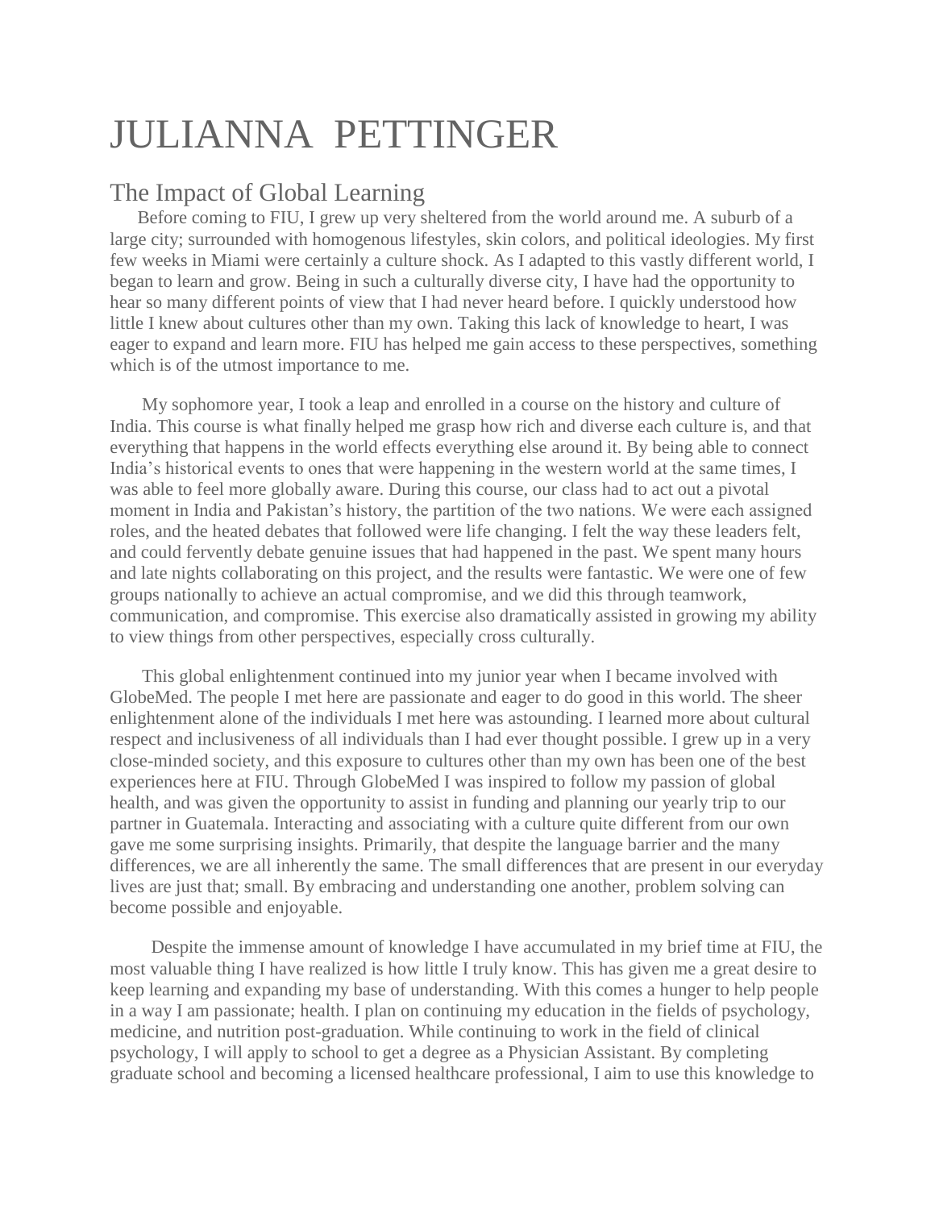# JULIANNA PETTINGER

## The Impact of Global Learning

Before coming to FIU, I grew up very sheltered from the world around me. A suburb of a large city; surrounded with homogenous lifestyles, skin colors, and political ideologies. My first few weeks in Miami were certainly a culture shock. As I adapted to this vastly different world, I began to learn and grow. Being in such a culturally diverse city, I have had the opportunity to hear so many different points of view that I had never heard before. I quickly understood how little I knew about cultures other than my own. Taking this lack of knowledge to heart, I was eager to expand and learn more. FIU has helped me gain access to these perspectives, something which is of the utmost importance to me.

My sophomore year, I took a leap and enrolled in a course on the history and culture of India. This course is what finally helped me grasp how rich and diverse each culture is, and that everything that happens in the world effects everything else around it. By being able to connect India's historical events to ones that were happening in the western world at the same times, I was able to feel more globally aware. During this course, our class had to act out a pivotal moment in India and Pakistan's history, the partition of the two nations. We were each assigned roles, and the heated debates that followed were life changing. I felt the way these leaders felt, and could fervently debate genuine issues that had happened in the past. We spent many hours and late nights collaborating on this project, and the results were fantastic. We were one of few groups nationally to achieve an actual compromise, and we did this through teamwork, communication, and compromise. This exercise also dramatically assisted in growing my ability to view things from other perspectives, especially cross culturally.

This global enlightenment continued into my junior year when I became involved with GlobeMed. The people I met here are passionate and eager to do good in this world. The sheer enlightenment alone of the individuals I met here was astounding. I learned more about cultural respect and inclusiveness of all individuals than I had ever thought possible. I grew up in a very close-minded society, and this exposure to cultures other than my own has been one of the best experiences here at FIU. Through GlobeMed I was inspired to follow my passion of global health, and was given the opportunity to assist in funding and planning our yearly trip to our partner in Guatemala. Interacting and associating with a culture quite different from our own gave me some surprising insights. Primarily, that despite the language barrier and the many differences, we are all inherently the same. The small differences that are present in our everyday lives are just that; small. By embracing and understanding one another, problem solving can become possible and enjoyable.

Despite the immense amount of knowledge I have accumulated in my brief time at FIU, the most valuable thing I have realized is how little I truly know. This has given me a great desire to keep learning and expanding my base of understanding. With this comes a hunger to help people in a way I am passionate; health. I plan on continuing my education in the fields of psychology, medicine, and nutrition post-graduation. While continuing to work in the field of clinical psychology, I will apply to school to get a degree as a Physician Assistant. By completing graduate school and becoming a licensed healthcare professional, I aim to use this knowledge to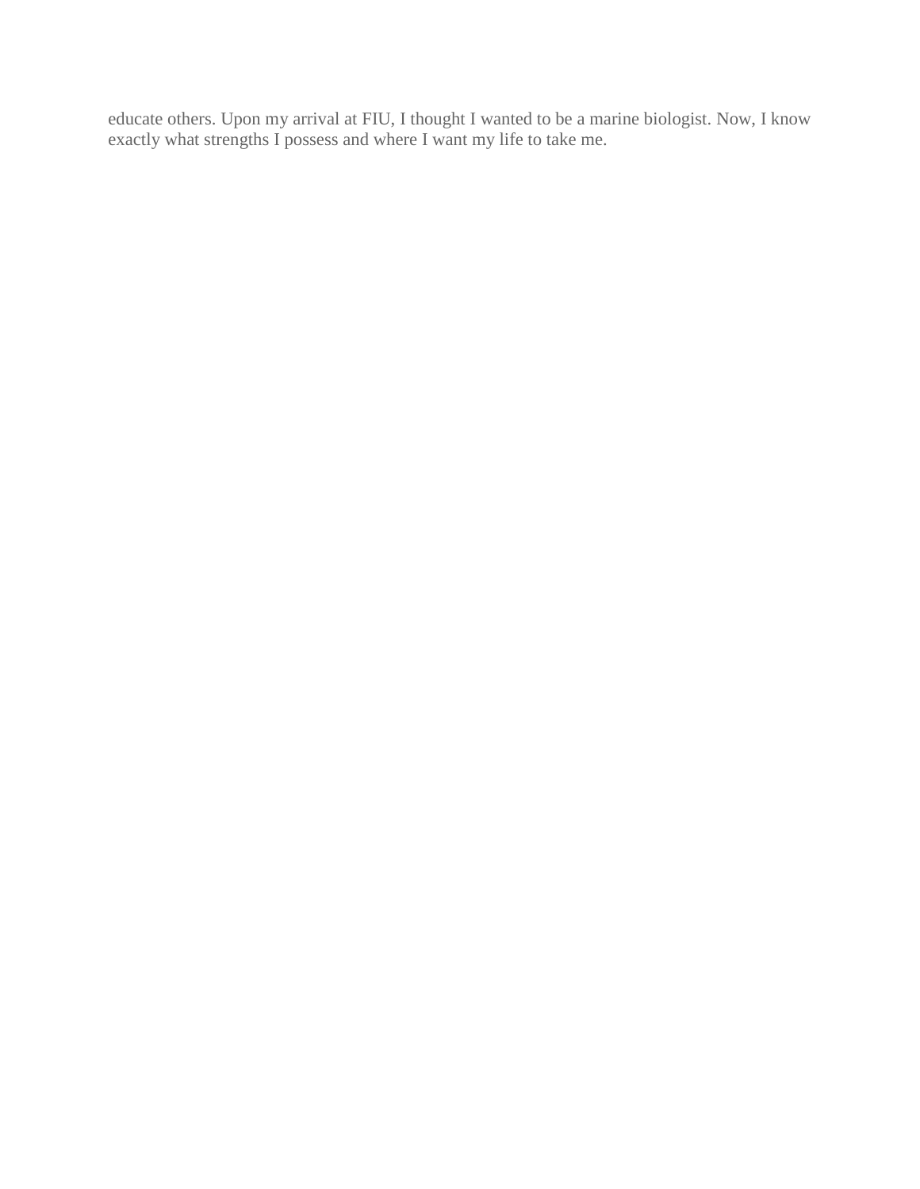educate others. Upon my arrival at FIU, I thought I wanted to be a marine biologist. Now, I know exactly what strengths I possess and where I want my life to take me.